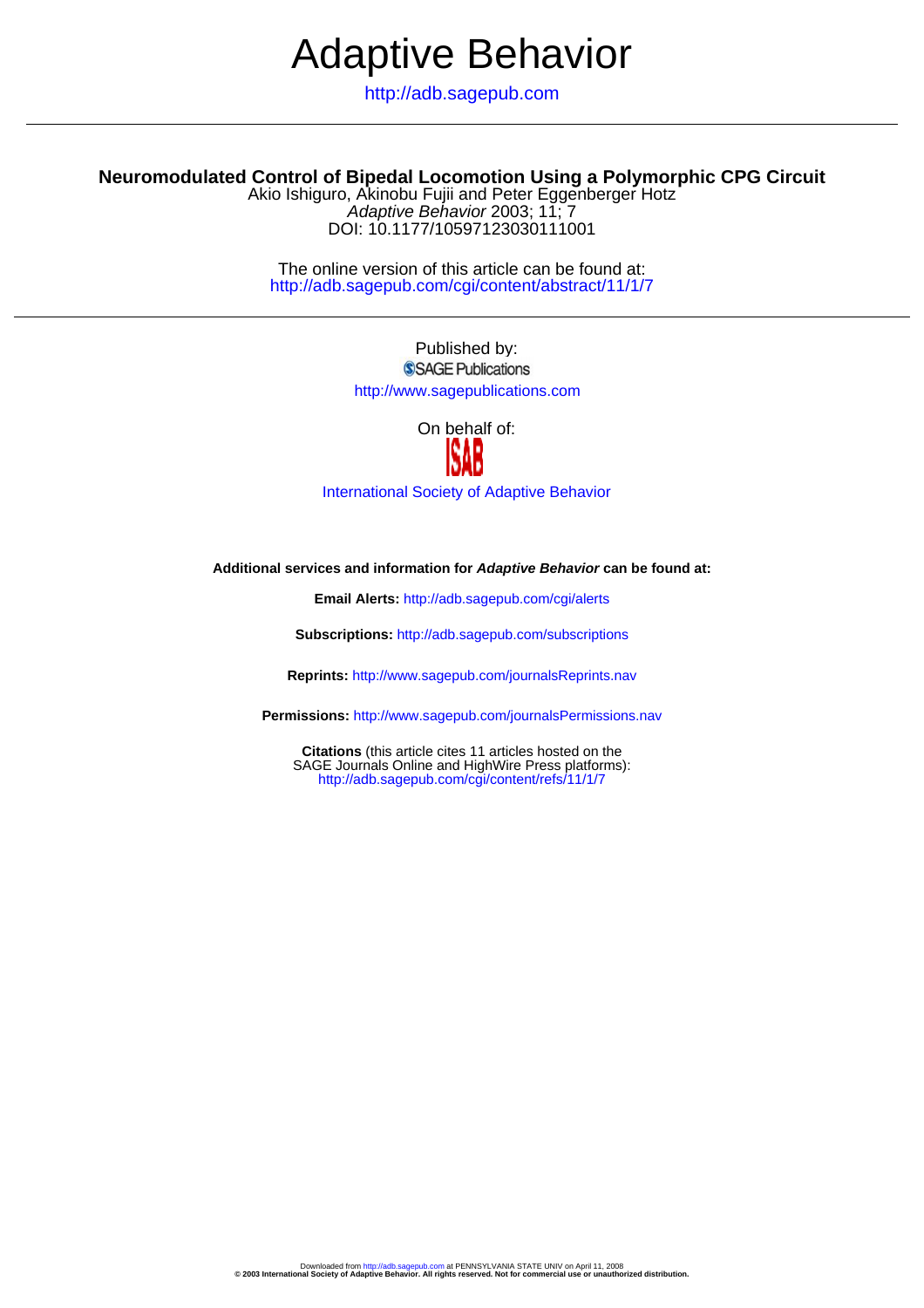# Adaptive Behavior

http://adb.sagepub.com

## Neuromodulated Control of Bipedal Locomotion Using a Polymorphic CPG Circuit

Akio Ishiguro, Akinobu Fujii and Peter Eggenberger Hotz

*Adaptive Behavior* 2003; 11; 7

DOI: 10.1177/10597123030111001

The online version of this article can be found at:
http://adb.sagepub.com/cgi/content/abstract/11/1/7

Published by:

SAGE Publications

http://www.sagepublications.com

On behalf of:

ISAB

International Society of Adaptive Behavior

**Additional services and information for *Adaptive Behavior* can be found at:**

**Email Alerts:** http://adb.sagepub.com/cgi/alerts

**Subscriptions:** http://adb.sagepub.com/subscriptions

**Reprints:** http://www.sagepub.com/journalsReprints.nav

**Permissions:** http://www.sagepub.com/journalsPermissions.nav

**Citations** (this article cites 11 articles hosted on the SAGE Journals Online and HighWire Press platforms):
http://adb.sagepub.com/cgi/content/refs/11/1/7

Downloaded from http://adb.sagepub.com at PENNSYLVANIA STATE UNIV on April 11, 2008

**© 2003 International Society of Adaptive Behavior. All rights reserved. Not for commercial use or unauthorized distribution.**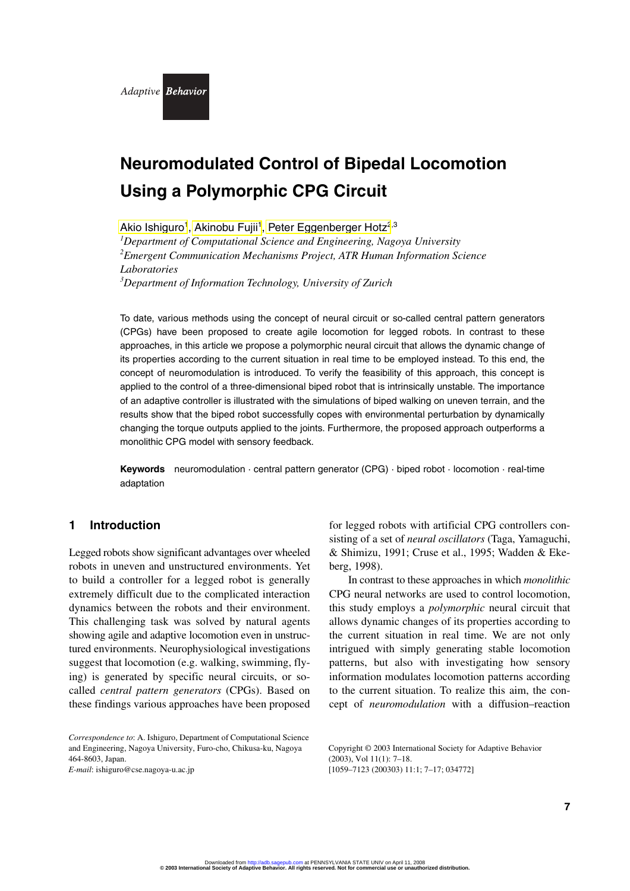# Neuromodulated Control of Bipedal Locomotion Using a Polymorphic CPG Circuit

Akio Ishiguro[1], Akinobu Fujii[1], Peter Eggenberger Hotz[2,3]

[1]*Department of Computational Science and Engineering, Nagoya University*

[2]*Emergent Communication Mechanisms Project, ATR Human Information Science Laboratories*

[3]*Department of Information Technology, University of Zurich*

To date, various methods using the concept of neural circuit or so-called central pattern generators (CPGs) have been proposed to create agile locomotion for legged robots. In contrast to these approaches, in this article we propose a polymorphic neural circuit that allows the dynamic change of its properties according to the current situation in real time to be employed instead. To this end, the concept of neuromodulation is introduced. To verify the feasibility of this approach, this concept is applied to the control of a three-dimensional biped robot that is intrinsically unstable. The importance of an adaptive controller is illustrated with the simulations of biped walking on uneven terrain, and the results show that the biped robot successfully copes with environmental perturbation by dynamically changing the torque outputs applied to the joints. Furthermore, the proposed approach outperforms a monolithic CPG model with sensory feedback.

**Keywords** neuromodulation · central pattern generator (CPG) · biped robot · locomotion · real-time adaptation

## 1 Introduction

Legged robots show significant advantages over wheeled robots in uneven and unstructured environments. Yet to build a controller for a legged robot is generally extremely difficult due to the complicated interaction dynamics between the robots and their environment. This challenging task was solved by natural agents showing agile and adaptive locomotion even in unstructured environments. Neurophysiological investigations suggest that locomotion (e.g. walking, swimming, flying) is generated by specific neural circuits, or so-called *central pattern generators* (CPGs). Based on these findings various approaches have been proposed for legged robots with artificial CPG controllers consisting of a set of *neural oscillators* (Taga, Yamaguchi, & Shimizu, 1991; Cruse et al., 1995; Wadden & Ekeberg, 1998).

In contrast to these approaches in which *monolithic* CPG neural networks are used to control locomotion, this study employs a *polymorphic* neural circuit that allows dynamic changes of its properties according to the current situation in real time. We are not only intrigued with simply generating stable locomotion patterns, but also with investigating how sensory information modulates locomotion patterns according to the current situation. To realize this aim, the concept of *neuromodulation* with a diffusion–reaction

*Correspondence to*: A. Ishiguro, Department of Computational Science and Engineering, Nagoya University, Furo-cho, Chikusa-ku, Nagoya 464-8603, Japan.
*E-mail*: ishiguro@cse.nagoya-u.ac.jp

Copyright © 2003 International Society for Adaptive Behavior (2003), Vol 11(1): 7–18.
[1059–7123 (200303) 11:1; 7–17; 034772]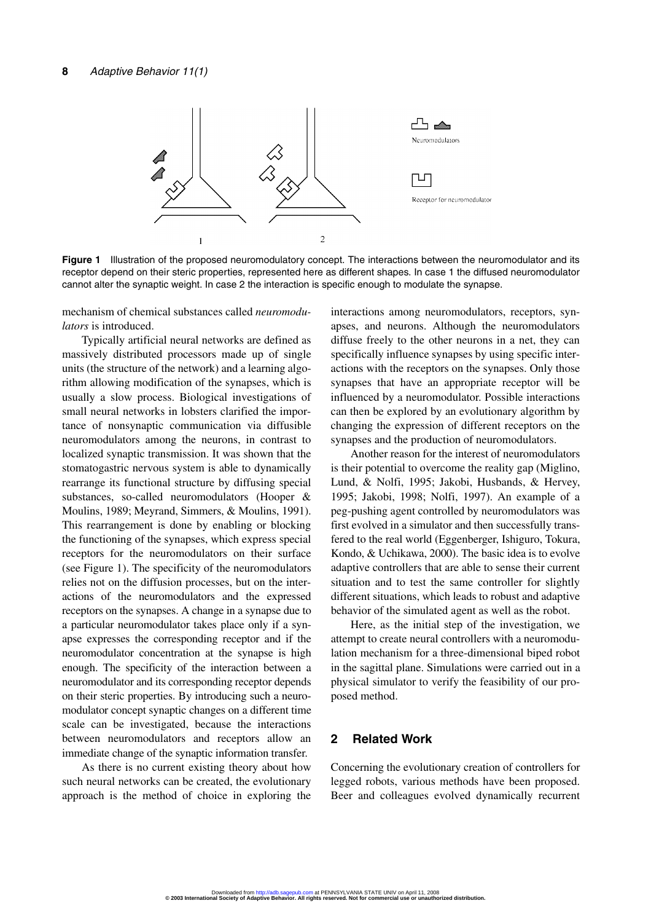Figure 1 Illustration of the proposed neuromodulatory concept. The interactions between the neuromodulator and its receptor depend on their steric properties, represented here as different shapes. In case 1 the diffused neuromodulator cannot alter the synaptic weight. In case 2 the interaction is specific enough to modulate the synapse.

mechanism of chemical substances called *neuromodulators* is introduced.

Typically artificial neural networks are defined as massively distributed processors made up of single units (the structure of the network) and a learning algorithm allowing modification of the synapses, which is usually a slow process. Biological investigations of small neural networks in lobsters clarified the importance of nonsynaptic communication via diffusible neuromodulators among the neurons, in contrast to localized synaptic transmission. It was shown that the stomatogastric nervous system is able to dynamically rearrange its functional structure by diffusing special substances, so-called neuromodulators (Hooper & Moulins, 1989; Meyrand, Simmers, & Moulins, 1991). This rearrangement is done by enabling or blocking the functioning of the synapses, which express special receptors for the neuromodulators on their surface (see Figure 1). The specificity of the neuromodulators relies not on the diffusion processes, but on the interactions of the neuromodulators and the expressed receptors on the synapses. A change in a synapse due to a particular neuromodulator takes place only if a synapse expresses the corresponding receptor and if the neuromodulator concentration at the synapse is high enough. The specificity of the interaction between a neuromodulator and its corresponding receptor depends on their steric properties. By introducing such a neuromodulator concept synaptic changes on a different time scale can be investigated, because the interactions between neuromodulators and receptors allow an immediate change of the synaptic information transfer.

As there is no current existing theory about how such neural networks can be created, the evolutionary approach is the method of choice in exploring the interactions among neuromodulators, receptors, synapses, and neurons. Although the neuromodulators diffuse freely to the other neurons in a net, they can specifically influence synapses by using specific interactions with the receptors on the synapses. Only those synapses that have an appropriate receptor will be influenced by a neuromodulator. Possible interactions can then be explored by an evolutionary algorithm by changing the expression of different receptors on the synapses and the production of neuromodulators.

Another reason for the interest of neuromodulators is their potential to overcome the reality gap (Miglino, Lund, & Nolfi, 1995; Jakobi, Husbands, & Hervey, 1995; Jakobi, 1998; Nolfi, 1997). An example of a peg-pushing agent controlled by neuromodulators was first evolved in a simulator and then successfully transfered to the real world (Eggenberger, Ishiguro, Tokura, Kondo, & Uchikawa, 2000). The basic idea is to evolve adaptive controllers that are able to sense their current situation and to test the same controller for slightly different situations, which leads to robust and adaptive behavior of the simulated agent as well as the robot.

Here, as the initial step of the investigation, we attempt to create neural controllers with a neuromodulation mechanism for a three-dimensional biped robot in the sagittal plane. Simulations were carried out in a physical simulator to verify the feasibility of our proposed method.

## 2 Related Work

Concerning the evolutionary creation of controllers for legged robots, various methods have been proposed. Beer and colleagues evolved dynamically recurrent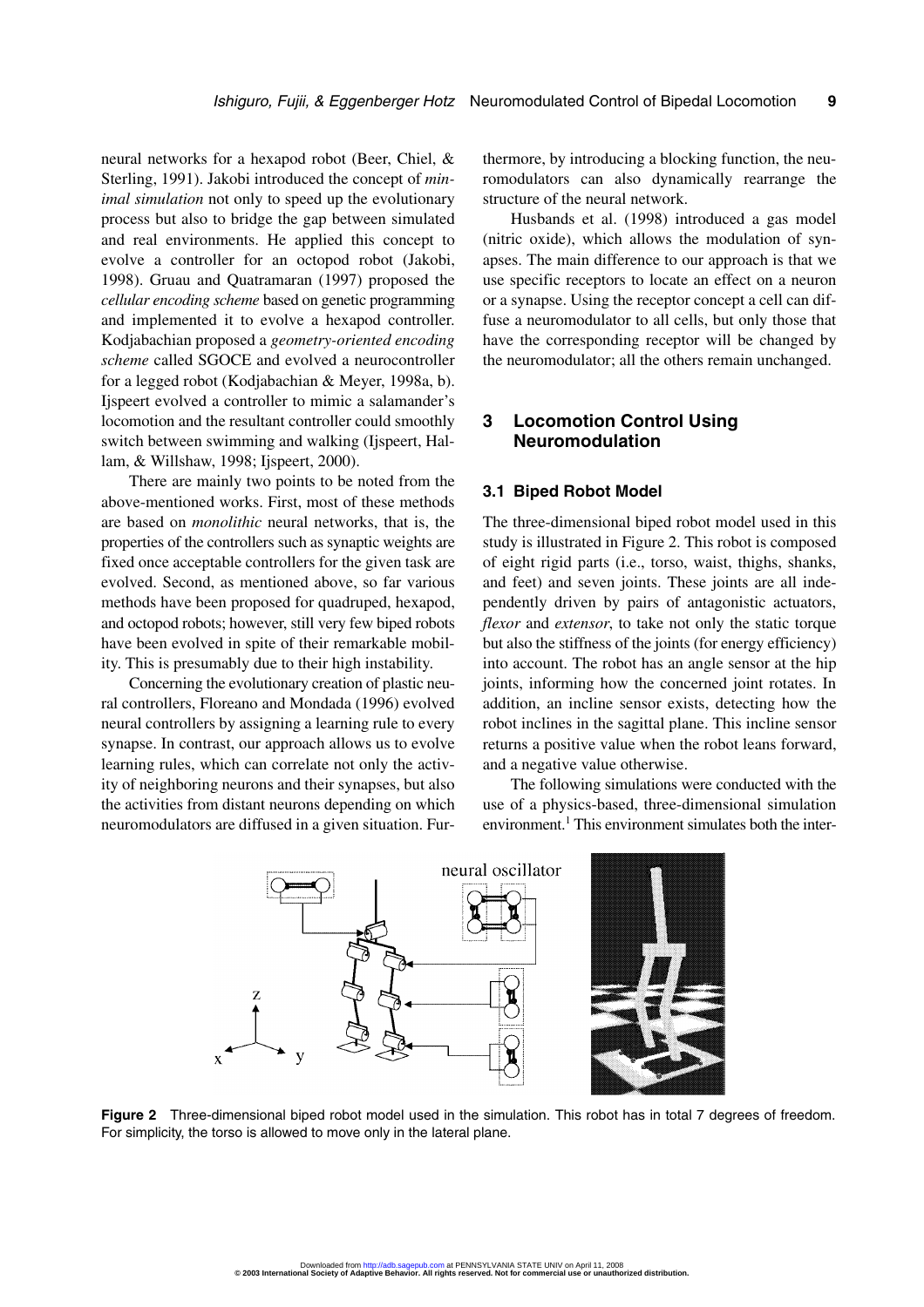neural networks for a hexapod robot (Beer, Chiel, & Sterling, 1991). Jakobi introduced the concept of *minimal simulation* not only to speed up the evolutionary process but also to bridge the gap between simulated and real environments. He applied this concept to evolve a controller for an octopod robot (Jakobi, 1998). Gruau and Quatramaran (1997) proposed the *cellular encoding scheme* based on genetic programming and implemented it to evolve a hexapod controller. Kodjabachian proposed a *geometry-oriented encoding scheme* called SGOCE and evolved a neurocontroller for a legged robot (Kodjabachian & Meyer, 1998a, b). Ijspeert evolved a controller to mimic a salamander's locomotion and the resultant controller could smoothly switch between swimming and walking (Ijspeert, Hallam, & Willshaw, 1998; Ijspeert, 2000).

There are mainly two points to be noted from the above-mentioned works. First, most of these methods are based on *monolithic* neural networks, that is, the properties of the controllers such as synaptic weights are fixed once acceptable controllers for the given task are evolved. Second, as mentioned above, so far various methods have been proposed for quadruped, hexapod, and octopod robots; however, still very few biped robots have been evolved in spite of their remarkable mobility. This is presumably due to their high instability.

Concerning the evolutionary creation of plastic neural controllers, Floreano and Mondada (1996) evolved neural controllers by assigning a learning rule to every synapse. In contrast, our approach allows us to evolve learning rules, which can correlate not only the activity of neighboring neurons and their synapses, but also the activities from distant neurons depending on which neuromodulators are diffused in a given situation. Furthermore, by introducing a blocking function, the neuromodulators can also dynamically rearrange the structure of the neural network.

Husbands et al. (1998) introduced a gas model (nitric oxide), which allows the modulation of synapses. The main difference to our approach is that we use specific receptors to locate an effect on a neuron or a synapse. Using the receptor concept a cell can diffuse a neuromodulator to all cells, but only those that have the corresponding receptor will be changed by the neuromodulator; all the others remain unchanged.

## 3 Locomotion Control Using Neuromodulation

### 3.1 Biped Robot Model

The three-dimensional biped robot model used in this study is illustrated in Figure 2. This robot is composed of eight rigid parts (i.e., torso, waist, thighs, shanks, and feet) and seven joints. These joints are all independently driven by pairs of antagonistic actuators, *flexor* and *extensor*, to take not only the static torque but also the stiffness of the joints (for energy efficiency) into account. The robot has an angle sensor at the hip joints, informing how the concerned joint rotates. In addition, an incline sensor exists, detecting how the robot inclines in the sagittal plane. This incline sensor returns a positive value when the robot leans forward, and a negative value otherwise.

The following simulations were conducted with the use of a physics-based, three-dimensional simulation environment.[1] This environment simulates both the inter-

**Figure 2** Three-dimensional biped robot model used in the simulation. This robot has in total 7 degrees of freedom. For simplicity, the torso is allowed to move only in the lateral plane.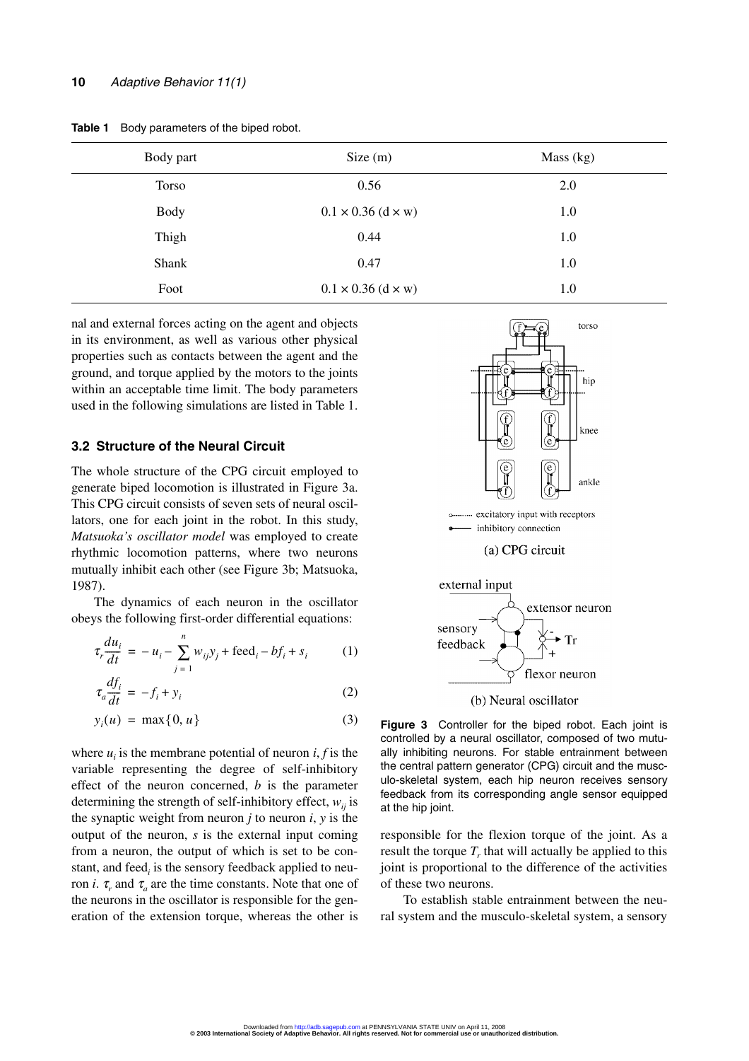**Table 1** Body parameters of the biped robot.

| Body part | Size (m) | Mass (kg) |
|---|---|---|
| Torso | 0.56 | 2.0 |
| Body | 0.1 × 0.36 (d × w) | 1.0 |
| Thigh | 0.44 | 1.0 |
| Shank | 0.47 | 1.0 |
| Foot | 0.1 × 0.36 (d × w) | 1.0 |

nal and external forces acting on the agent and objects in its environment, as well as various other physical properties such as contacts between the agent and the ground, and torque applied by the motors to the joints within an acceptable time limit. The body parameters used in the following simulations are listed in Table 1.

## 3.2 Structure of the Neural Circuit

The whole structure of the CPG circuit employed to generate biped locomotion is illustrated in Figure 3a. This CPG circuit consists of seven sets of neural oscillators, one for each joint in the robot. In this study, *Matsuoka's oscillator model* was employed to create rhythmic locomotion patterns, where two neurons mutually inhibit each other (see Figure 3b; Matsuoka, 1987).

The dynamics of each neuron in the oscillator obeys the following first-order differential equations:

$$\tau_r \frac{du_i}{dt} = -u_i - \sum_{j=1}^{n} w_{ij} y_j + \text{feed}_i - b f_i + s_i \quad (1)$$

$$\tau_a \frac{df_i}{dt} = -f_i + y_i \quad (2)$$

$$y_i(u) = \max\{0, u\} \quad (3)$$

where $u_i$ is the membrane potential of neuron $i$, $f$ is the variable representing the degree of self-inhibitory effect of the neuron concerned, $b$ is the parameter determining the strength of self-inhibitory effect, $w_{ij}$ is the synaptic weight from neuron $j$ to neuron $i$, $y$ is the output of the neuron, $s$ is the external input coming from a neuron, the output of which is set to be constant, and $\text{feed}_i$ is the sensory feedback applied to neuron $i$. $\tau_r$ and $\tau_a$ are the time constants. Note that one of the neurons in the oscillator is responsible for the generation of the extension torque, whereas the other is responsible for the flexion torque of the joint. As a result the torque $T_r$ that will actually be applied to this joint is proportional to the difference of the activities of these two neurons.

To establish stable entrainment between the neural system and the musculo-skeletal system, a sensory

(a) CPG circuit

(b) Neural oscillator

**Figure 3** Controller for the biped robot. Each joint is controlled by a neural oscillator, composed of two mutually inhibiting neurons. For stable entrainment between the central pattern generator (CPG) circuit and the musculo-skeletal system, each hip neuron receives sensory feedback from its corresponding angle sensor equipped at the hip joint.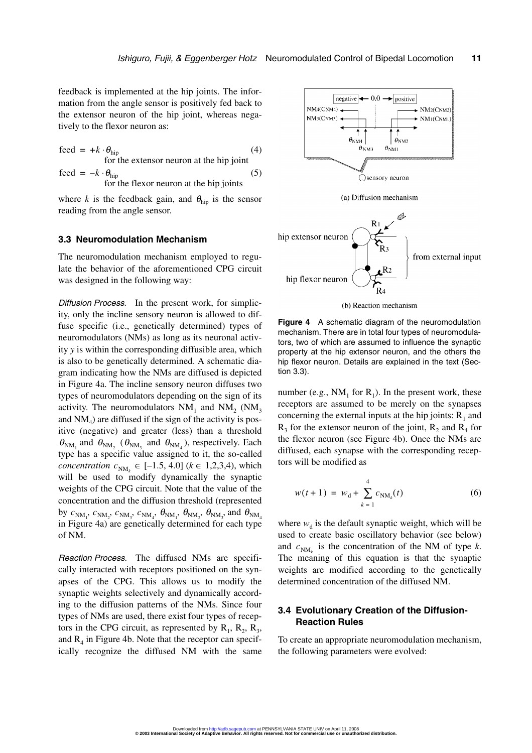feedback is implemented at the hip joints. The information from the angle sensor is positively fed back to the extensor neuron of the hip joint, whereas negatively to the flexor neuron as:

$$\text{feed} = +k \cdot \theta_{\text{hip}} \quad \text{for the extensor neuron at the hip joint} \tag{4}$$

$$\text{feed} = -k \cdot \theta_{\text{hip}} \quad \text{for the flexor neuron at the hip joints} \tag{5}$$

where $k$ is the feedback gain, and $\theta_{\text{hip}}$ is the sensor reading from the angle sensor.

### 3.3 Neuromodulation Mechanism

The neuromodulation mechanism employed to regulate the behavior of the aforementioned CPG circuit was designed in the following way:

*Diffusion Process.* In the present work, for simplicity, only the incline sensory neuron is allowed to diffuse specific (i.e., genetically determined) types of neuromodulators (NMs) as long as its neuronal activity $y$ is within the corresponding diffusible area, which is also to be genetically determined. A schematic diagram indicating how the NMs are diffused is depicted in Figure 4a. The incline sensory neuron diffuses two types of neuromodulators depending on the sign of its activity. The neuromodulators $NM_1$ and $NM_2$ ($NM_3$ and $NM_4$) are diffused if the sign of the activity is positive (negative) and greater (less) than a threshold $\theta_{NM_1}$ and $\theta_{NM_2}$ ($\theta_{NM_3}$ and $\theta_{NM_4}$), respectively. Each type has a specific value assigned to it, the so-called *concentration* $c_{NM_k} \in [-1.5, 4.0]$ ($k \in 1,2,3,4$), which will be used to modify dynamically the synaptic weights of the CPG circuit. Note that the value of the concentration and the diffusion threshold (represented by $c_{NM_1}$, $c_{NM_2}$, $c_{NM_3}$, $c_{NM_4}$, $\theta_{NM_1}$, $\theta_{NM_2}$, $\theta_{NM_3}$ and $\theta_{NM_4}$ in Figure 4a) are genetically determined for each type of NM.

*Reaction Process.* The diffused NMs are specifically interacted with receptors positioned on the synapses of the CPG. This allows us to modify the synaptic weights selectively and dynamically according to the diffusion patterns of the NMs. Since four types of NMs are used, there exist four types of receptors in the CPG circuit, as represented by $R_1$, $R_2$, $R_3$, and $R_4$ in Figure 4b. Note that the receptor can specifically recognize the diffused NM with the same number (e.g., $NM_1$ for $R_1$). In the present work, these receptors are assumed to be merely on the synapses concerning the external inputs at the hip joints: $R_1$ and $R_3$ for the extensor neuron of the joint, $R_2$ and $R_4$ for the flexor neuron (see Figure 4b). Once the NMs are diffused, each synapse with the corresponding receptors will be modified as

$$w(t+1) = w_d + \sum_{k=1}^{4} c_{NM_k}(t) \tag{6}$$

where $w_d$ is the default synaptic weight, which will be used to create basic oscillatory behavior (see below) and $c_{NM_k}$ is the concentration of the NM of type $k$. The meaning of this equation is that the synaptic weights are modified according to the genetically determined concentration of the diffused NM.

(a) Diffusion mechanism

(b) Reaction mechanism

**Figure 4** A schematic diagram of the neuromodulation mechanism. There are in total four types of neuromodulators, two of which are assumed to influence the synaptic property at the hip extensor neuron, and the others the hip flexor neuron. Details are explained in the text (Section 3.3).

### 3.4 Evolutionary Creation of the Diffusion-Reaction Rules

To create an appropriate neuromodulation mechanism, the following parameters were evolved: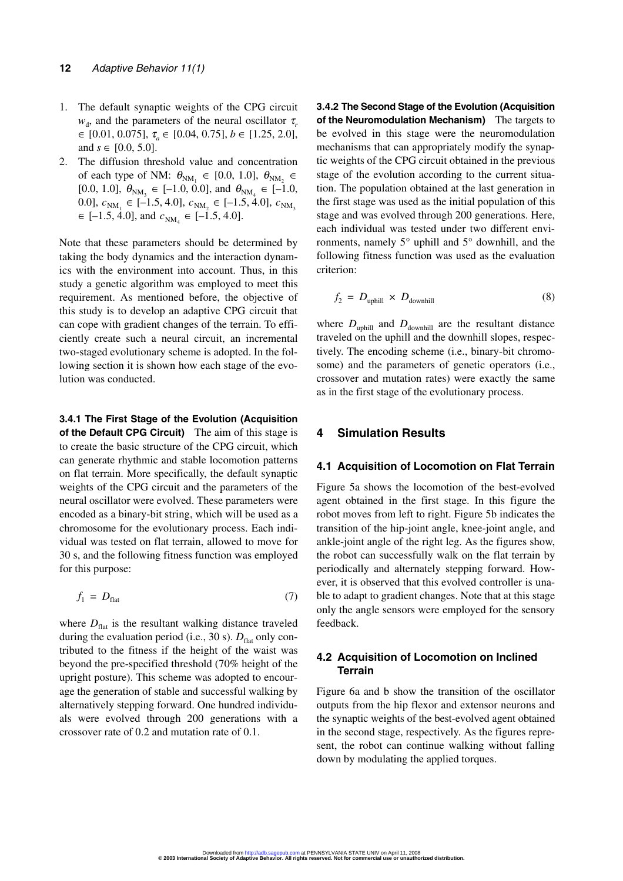1. The default synaptic weights of the CPG circuit $w_d$, and the parameters of the neural oscillator $\tau_r \in [0.01, 0.075]$, $\tau_a \in [0.04, 0.75]$, $b \in [1.25, 2.0]$, and $s \in [0.0, 5.0]$.
2. The diffusion threshold value and concentration of each type of NM: $\theta_{\text{NM}_1} \in [0.0, 1.0]$, $\theta_{\text{NM}_2} \in [0.0, 1.0]$, $\theta_{\text{NM}_3} \in [-1.0, 0.0]$, and $\theta_{\text{NM}_4} \in [-1.0, 0.0]$, $c_{\text{NM}_1} \in [-1.5, 4.0]$, $c_{\text{NM}_2} \in [-1.5, 4.0]$, $c_{\text{NM}_3} \in [-1.5, 4.0]$, and $c_{\text{NM}_4} \in [-1.5, 4.0]$.

Note that these parameters should be determined by taking the body dynamics and the interaction dynamics with the environment into account. Thus, in this study a genetic algorithm was employed to meet this requirement. As mentioned before, the objective of this study is to develop an adaptive CPG circuit that can cope with gradient changes of the terrain. To efficiently create such a neural circuit, an incremental two-staged evolutionary scheme is adopted. In the following section it is shown how each stage of the evolution was conducted.

#### 3.4.1 The First Stage of the Evolution (Acquisition of the Default CPG Circuit)

The aim of this stage is to create the basic structure of the CPG circuit, which can generate rhythmic and stable locomotion patterns on flat terrain. More specifically, the default synaptic weights of the CPG circuit and the parameters of the neural oscillator were evolved. These parameters were encoded as a binary-bit string, which will be used as a chromosome for the evolutionary process. Each individual was tested on flat terrain, allowed to move for 30 s, and the following fitness function was employed for this purpose:

$$f_1 = D_{\text{flat}} \tag{7}$$

where $D_{\text{flat}}$ is the resultant walking distance traveled during the evaluation period (i.e., 30 s). $D_{\text{flat}}$ only contributed to the fitness if the height of the waist was beyond the pre-specified threshold (70% height of the upright posture). This scheme was adopted to encourage the generation of stable and successful walking by alternatively stepping forward. One hundred individuals were evolved through 200 generations with a crossover rate of 0.2 and mutation rate of 0.1.

#### 3.4.2 The Second Stage of the Evolution (Acquisition of the Neuromodulation Mechanism)

The targets to be evolved in this stage were the neuromodulation mechanisms that can appropriately modify the synaptic weights of the CPG circuit obtained in the previous stage of the evolution according to the current situation. The population obtained at the last generation in the first stage was used as the initial population of this stage and was evolved through 200 generations. Here, each individual was tested under two different environments, namely 5° uphill and 5° downhill, and the following fitness function was used as the evaluation criterion:

$$f_2 = D_{\text{uphill}} \times D_{\text{downhill}} \tag{8}$$

where $D_{\text{uphill}}$ and $D_{\text{downhill}}$ are the resultant distance traveled on the uphill and the downhill slopes, respectively. The encoding scheme (i.e., binary-bit chromosome) and the parameters of genetic operators (i.e., crossover and mutation rates) were exactly the same as in the first stage of the evolutionary process.

## 4 Simulation Results

### 4.1 Acquisition of Locomotion on Flat Terrain

Figure 5a shows the locomotion of the best-evolved agent obtained in the first stage. In this figure the robot moves from left to right. Figure 5b indicates the transition of the hip-joint angle, knee-joint angle, and ankle-joint angle of the right leg. As the figures show, the robot can successfully walk on the flat terrain by periodically and alternately stepping forward. However, it is observed that this evolved controller is unable to adapt to gradient changes. Note that at this stage only the angle sensors were employed for the sensory feedback.

### 4.2 Acquisition of Locomotion on Inclined Terrain

Figure 6a and b show the transition of the oscillator outputs from the hip flexor and extensor neurons and the synaptic weights of the best-evolved agent obtained in the second stage, respectively. As the figures represent, the robot can continue walking without falling down by modulating the applied torques.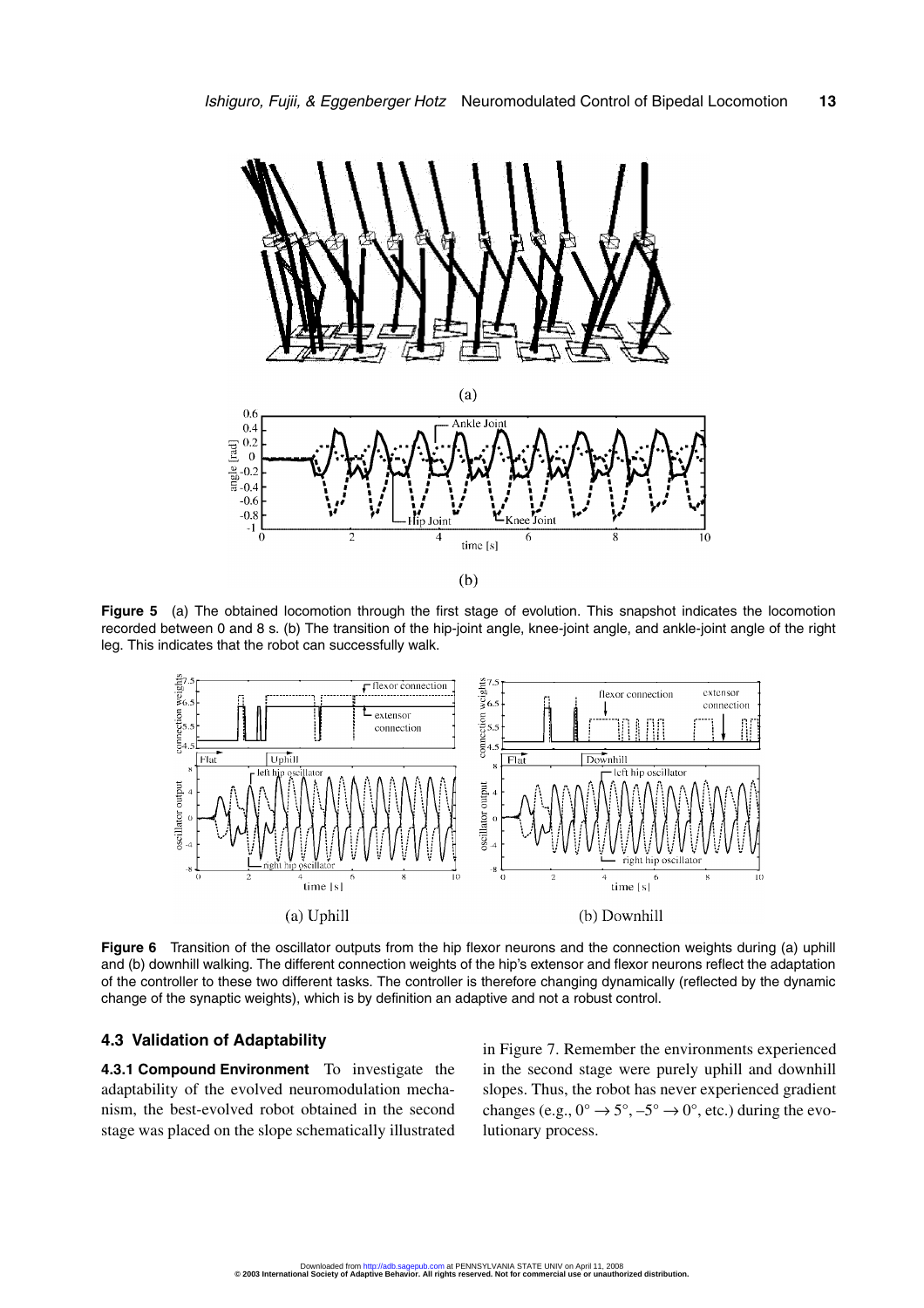**Figure 5** (a) The obtained locomotion through the first stage of evolution. This snapshot indicates the locomotion recorded between 0 and 8 s. (b) The transition of the hip-joint angle, knee-joint angle, and ankle-joint angle of the right leg. This indicates that the robot can successfully walk.

**Figure 6** Transition of the oscillator outputs from the hip flexor neurons and the connection weights during (a) uphill and (b) downhill walking. The different connection weights of the hip's extensor and flexor neurons reflect the adaptation of the controller to these two different tasks. The controller is therefore changing dynamically (reflected by the dynamic change of the synaptic weights), which is by definition an adaptive and not a robust control.

### 4.3 Validation of Adaptability

**4.3.1 Compound Environment** To investigate the adaptability of the evolved neuromodulation mechanism, the best-evolved robot obtained in the second stage was placed on the slope schematically illustrated in Figure 7. Remember the environments experienced in the second stage were purely uphill and downhill slopes. Thus, the robot has never experienced gradient changes (e.g., $0° \rightarrow 5°$, $-5° \rightarrow 0°$, etc.) during the evolutionary process.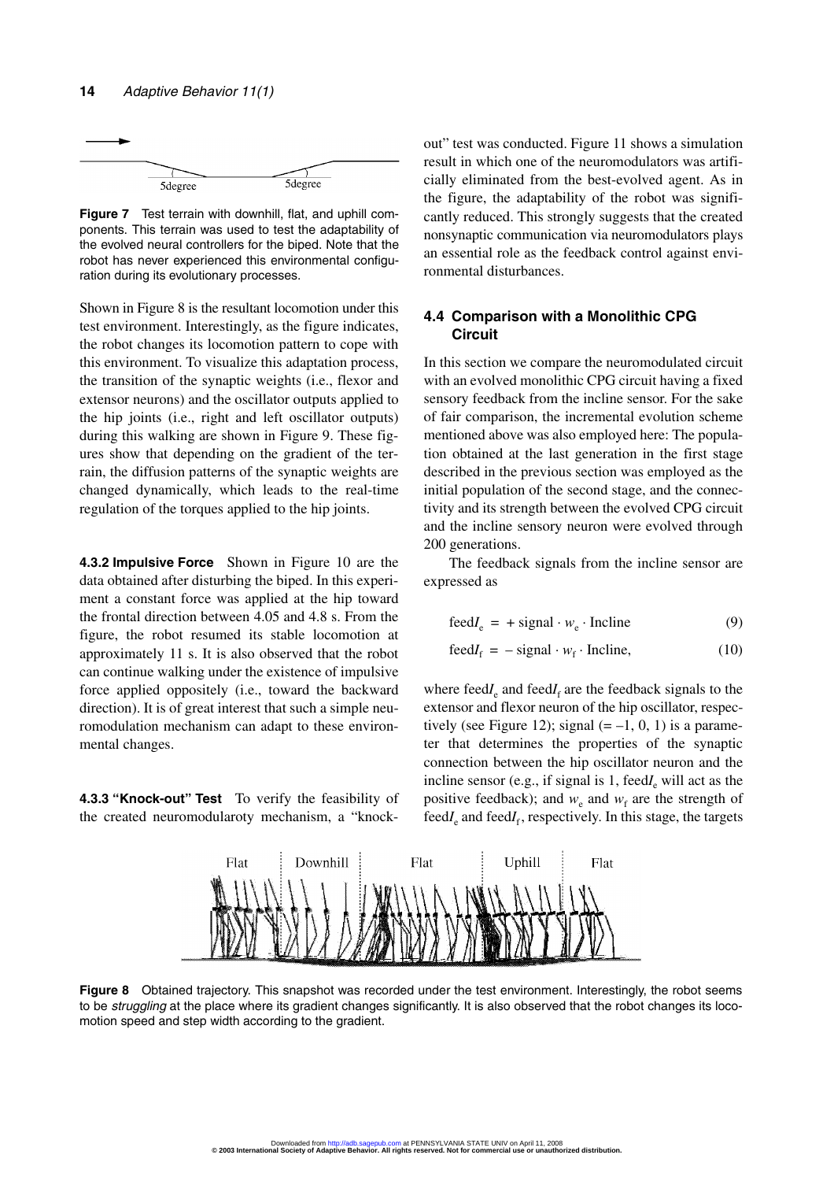Figure 7 Test terrain with downhill, flat, and uphill components. This terrain was used to test the adaptability of the evolved neural controllers for the biped. Note that the robot has never experienced this environmental configuration during its evolutionary processes.

Shown in Figure 8 is the resultant locomotion under this test environment. Interestingly, as the figure indicates, the robot changes its locomotion pattern to cope with this environment. To visualize this adaptation process, the transition of the synaptic weights (i.e., flexor and extensor neurons) and the oscillator outputs applied to the hip joints (i.e., right and left oscillator outputs) during this walking are shown in Figure 9. These figures show that depending on the gradient of the terrain, the diffusion patterns of the synaptic weights are changed dynamically, which leads to the real-time regulation of the torques applied to the hip joints.

#### 4.3.2 Impulsive Force

Shown in Figure 10 are the data obtained after disturbing the biped. In this experiment a constant force was applied at the hip toward the frontal direction between 4.05 and 4.8 s. From the figure, the robot resumed its stable locomotion at approximately 11 s. It is also observed that the robot can continue walking under the existence of impulsive force applied oppositely (i.e., toward the backward direction). It is of great interest that such a simple neuromodulation mechanism can adapt to these environmental changes.

#### 4.3.3 "Knock-out" Test

To verify the feasibility of the created neuromodularoty mechanism, a "knock-out" test was conducted. Figure 11 shows a simulation result in which one of the neuromodulators was artificially eliminated from the best-evolved agent. As in the figure, the adaptability of the robot was significantly reduced. This strongly suggests that the created nonsynaptic communication via neuromodulators plays an essential role as the feedback control against environmental disturbances.

### 4.4 Comparison with a Monolithic CPG Circuit

In this section we compare the neuromodulated circuit with an evolved monolithic CPG circuit having a fixed sensory feedback from the incline sensor. For the sake of fair comparison, the incremental evolution scheme mentioned above was also employed here: The population obtained at the last generation in the first stage described in the previous section was employed as the initial population of the second stage, and the connectivity and its strength between the evolved CPG circuit and the incline sensory neuron were evolved through 200 generations.

The feedback signals from the incline sensor are expressed as

$$\text{feed}I_e = +\,\text{signal} \cdot w_e \cdot \text{Incline} \tag{9}$$

$$\text{feed}I_f = -\,\text{signal} \cdot w_f \cdot \text{Incline}, \tag{10}$$

where feed$I_e$ and feed$I_f$ are the feedback signals to the extensor and flexor neuron of the hip oscillator, respectively (see Figure 12); signal (= –1, 0, 1) is a parameter that determines the properties of the synaptic connection between the hip oscillator neuron and the incline sensor (e.g., if signal is 1, feed$I_e$ will act as the positive feedback); and $w_e$ and $w_f$ are the strength of feed$I_e$ and feed$I_f$, respectively. In this stage, the targets

Figure 8 Obtained trajectory. This snapshot was recorded under the test environment. Interestingly, the robot seems to be *struggling* at the place where its gradient changes significantly. It is also observed that the robot changes its locomotion speed and step width according to the gradient.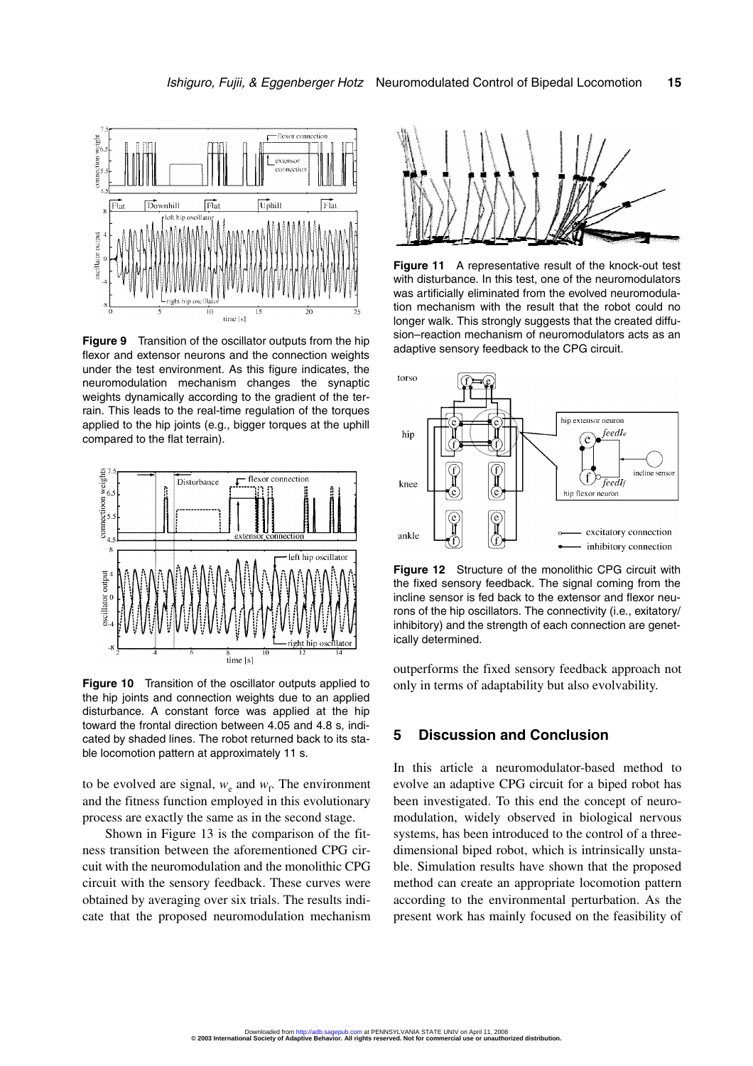**Figure 9** Transition of the oscillator outputs from the hip flexor and extensor neurons and the connection weights under the test environment. As this figure indicates, the neuromodulation mechanism changes the synaptic weights dynamically according to the gradient of the terrain. This leads to the real-time regulation of the torques applied to the hip joints (e.g., bigger torques at the uphill compared to the flat terrain).

**Figure 10** Transition of the oscillator outputs applied to the hip joints and connection weights due to an applied disturbance. A constant force was applied at the hip toward the frontal direction between 4.05 and 4.8 s, indicated by shaded lines. The robot returned back to its stable locomotion pattern at approximately 11 s.

to be evolved are signal, $w_e$ and $w_f$. The environment and the fitness function employed in this evolutionary process are exactly the same as in the second stage.

Shown in Figure 13 is the comparison of the fitness transition between the aforementioned CPG circuit with the neuromodulation and the monolithic CPG circuit with the sensory feedback. These curves were obtained by averaging over six trials. The results indicate that the proposed neuromodulation mechanism outperforms the fixed sensory feedback approach not only in terms of adaptability but also evolvability.

**Figure 11** A representative result of the knock-out test with disturbance. In this test, one of the neuromodulators was artificially eliminated from the evolved neuromodulation mechanism with the result that the robot could no longer walk. This strongly suggests that the created diffusion–reaction mechanism of neuromodulators acts as an adaptive sensory feedback to the CPG circuit.

**Figure 12** Structure of the monolithic CPG circuit with the fixed sensory feedback. The signal coming from the incline sensor is fed back to the extensor and flexor neurons of the hip oscillators. The connectivity (i.e., exitatory/inhibitory) and the strength of each connection are genetically determined.

## 5 Discussion and Conclusion

In this article a neuromodulator-based method to evolve an adaptive CPG circuit for a biped robot has been investigated. To this end the concept of neuromodulation, widely observed in biological nervous systems, has been introduced to the control of a three-dimensional biped robot, which is intrinsically unstable. Simulation results have shown that the proposed method can create an appropriate locomotion pattern according to the environmental perturbation. As the present work has mainly focused on the feasibility of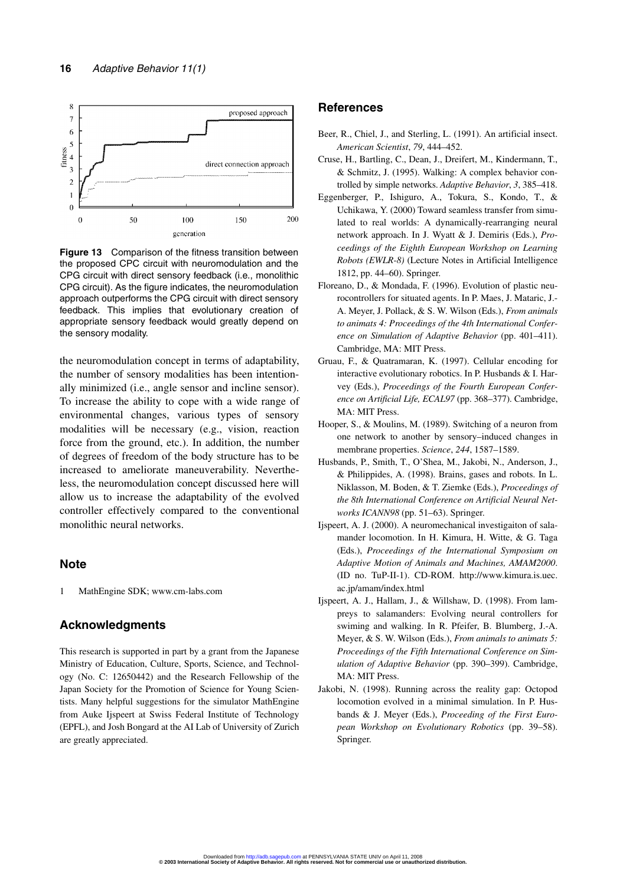Figure 13 Comparison of the fitness transition between the proposed CPC circuit with neuromodulation and the CPG circuit with direct sensory feedback (i.e., monolithic CPG circuit). As the figure indicates, the neuromodulation approach outperforms the CPG circuit with direct sensory feedback. This implies that evolutionary creation of appropriate sensory feedback would greatly depend on the sensory modality.

the neuromodulation concept in terms of adaptability, the number of sensory modalities has been intentionally minimized (i.e., angle sensor and incline sensor). To increase the ability to cope with a wide range of environmental changes, various types of sensory modalities will be necessary (e.g., vision, reaction force from the ground, etc.). In addition, the number of degrees of freedom of the body structure has to be increased to ameliorate maneuverability. Nevertheless, the neuromodulation concept discussed here will allow us to increase the adaptability of the evolved controller effectively compared to the conventional monolithic neural networks.

## Note

1 MathEngine SDK; www.cm-labs.com

## Acknowledgments

This research is supported in part by a grant from the Japanese Ministry of Education, Culture, Sports, Science, and Technology (No. C: 12650442) and the Research Fellowship of the Japan Society for the Promotion of Science for Young Scientists. Many helpful suggestions for the simulator MathEngine from Auke Ijspeert at Swiss Federal Institute of Technology (EPFL), and Josh Bongard at the AI Lab of University of Zurich are greatly appreciated.

## References

Beer, R., Chiel, J., and Sterling, L. (1991). An artificial insect. *American Scientist*, *79*, 444–452.

Cruse, H., Bartling, C., Dean, J., Dreifert, M., Kindermann, T., & Schmitz, J. (1995). Walking: A complex behavior controlled by simple networks. *Adaptive Behavior*, *3*, 385–418.

Eggenberger, P., Ishiguro, A., Tokura, S., Kondo, T., & Uchikawa, Y. (2000) Toward seamless transfer from simulated to real worlds: A dynamically-rearranging neural network approach. In J. Wyatt & J. Demiris (Eds.), *Proceedings of the Eighth European Workshop on Learning Robots (EWLR-8)* (Lecture Notes in Artificial Intelligence 1812, pp. 44–60). Springer.

Floreano, D., & Mondada, F. (1996). Evolution of plastic neurocontrollers for situated agents. In P. Maes, J. Mataric, J.-A. Meyer, J. Pollack, & S. W. Wilson (Eds.), *From animals to animats 4: Proceedings of the 4th International Conference on Simulation of Adaptive Behavior* (pp. 401–411). Cambridge, MA: MIT Press.

Gruau, F., & Quatramaran, K. (1997). Cellular encoding for interactive evolutionary robotics. In P. Husbands & I. Harvey (Eds.), *Proceedings of the Fourth European Conference on Artificial Life, ECAL97* (pp. 368–377). Cambridge, MA: MIT Press.

Hooper, S., & Moulins, M. (1989). Switching of a neuron from one network to another by sensory–induced changes in membrane properties. *Science*, *244*, 1587–1589.

Husbands, P., Smith, T., O'Shea, M., Jakobi, N., Anderson, J., & Philippides, A. (1998). Brains, gases and robots. In L. Niklasson, M. Boden, & T. Ziemke (Eds.), *Proceedings of the 8th International Conference on Artificial Neural Networks ICANN98* (pp. 51–63). Springer.

Ijspeert, A. J. (2000). A neuromechanical investigaiton of salamander locomotion. In H. Kimura, H. Witte, & G. Taga (Eds.), *Proceedings of the International Symposium on Adaptive Motion of Animals and Machines, AMAM2000*. (ID no. TuP-II-1). CD-ROM. http://www.kimura.is.uec.ac.jp/amam/index.html

Ijspeert, A. J., Hallam, J., & Willshaw, D. (1998). From lampreys to salamanders: Evolving neural controllers for swiming and walking. In R. Pfeifer, B. Blumberg, J.-A. Meyer, & S. W. Wilson (Eds.), *From animals to animats 5: Proceedings of the Fifth International Conference on Simulation of Adaptive Behavior* (pp. 390–399). Cambridge, MA: MIT Press.

Jakobi, N. (1998). Running across the reality gap: Octopod locomotion evolved in a minimal simulation. In P. Husbands & J. Meyer (Eds.), *Proceeding of the First European Workshop on Evolutionary Robotics* (pp. 39–58). Springer.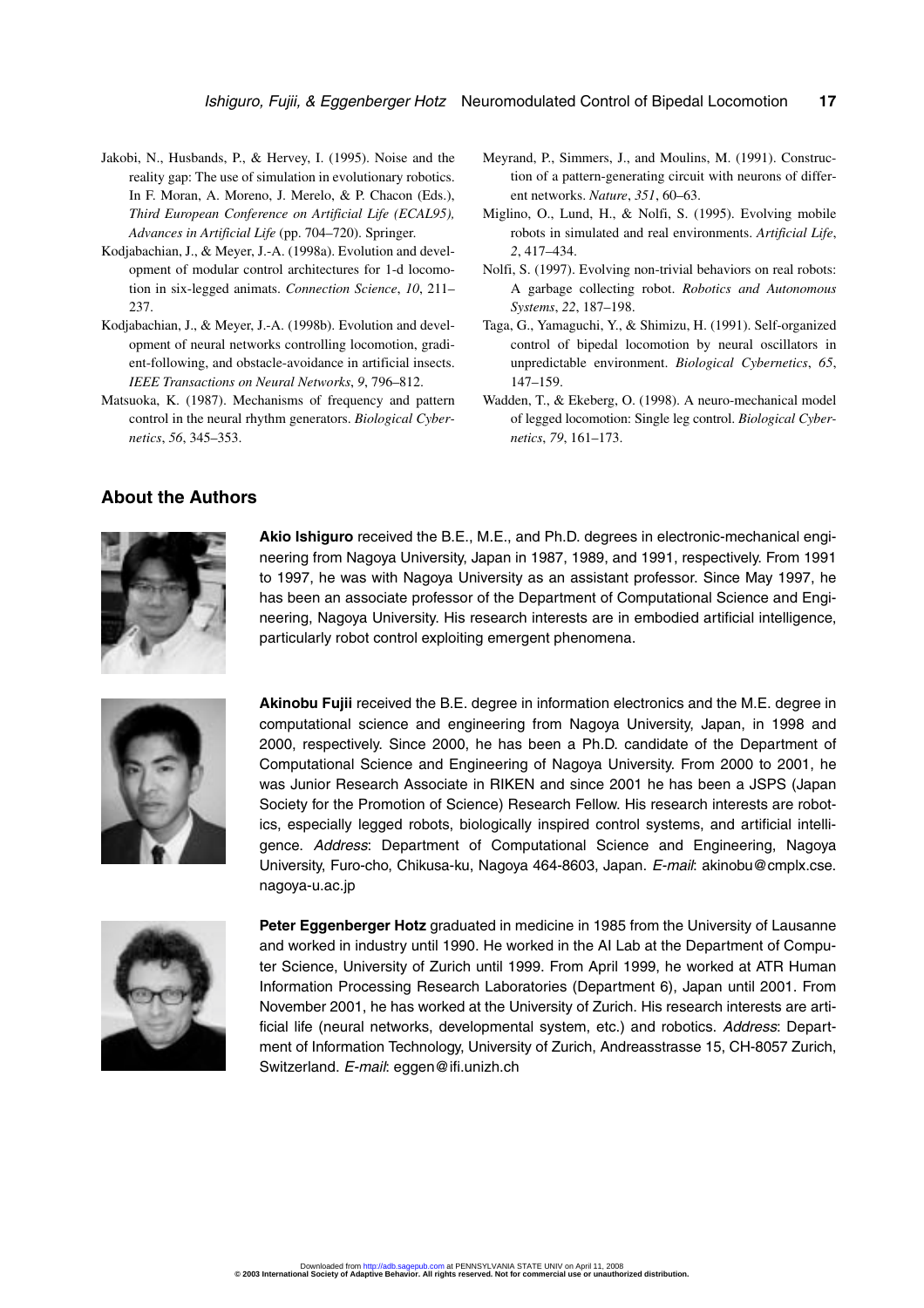Jakobi, N., Husbands, P., & Hervey, I. (1995). Noise and the reality gap: The use of simulation in evolutionary robotics. In F. Moran, A. Moreno, J. Merelo, & P. Chacon (Eds.), *Third European Conference on Artificial Life (ECAL95), Advances in Artificial Life* (pp. 704–720). Springer.

Kodjabachian, J., & Meyer, J.-A. (1998a). Evolution and development of modular control architectures for 1-d locomotion in six-legged animats. *Connection Science*, *10*, 211–237.

Kodjabachian, J., & Meyer, J.-A. (1998b). Evolution and development of neural networks controlling locomotion, gradient-following, and obstacle-avoidance in artificial insects. *IEEE Transactions on Neural Networks*, *9*, 796–812.

Matsuoka, K. (1987). Mechanisms of frequency and pattern control in the neural rhythm generators. *Biological Cybernetics*, *56*, 345–353.

Meyrand, P., Simmers, J., and Moulins, M. (1991). Construction of a pattern-generating circuit with neurons of different networks. *Nature*, *351*, 60–63.

Miglino, O., Lund, H., & Nolfi, S. (1995). Evolving mobile robots in simulated and real environments. *Artificial Life*, *2*, 417–434.

Nolfi, S. (1997). Evolving non-trivial behaviors on real robots: A garbage collecting robot. *Robotics and Autonomous Systems*, *22*, 187–198.

Taga, G., Yamaguchi, Y., & Shimizu, H. (1991). Self-organized control of bipedal locomotion by neural oscillators in unpredictable environment. *Biological Cybernetics*, *65*, 147–159.

Wadden, T., & Ekeberg, O. (1998). A neuro-mechanical model of legged locomotion: Single leg control. *Biological Cybernetics*, *79*, 161–173.

## About the Authors

**Akio Ishiguro** received the B.E., M.E., and Ph.D. degrees in electronic-mechanical engineering from Nagoya University, Japan in 1987, 1989, and 1991, respectively. From 1991 to 1997, he was with Nagoya University as an assistant professor. Since May 1997, he has been an associate professor of the Department of Computational Science and Engineering, Nagoya University. His research interests are in embodied artificial intelligence, particularly robot control exploiting emergent phenomena.

**Akinobu Fujii** received the B.E. degree in information electronics and the M.E. degree in computational science and engineering from Nagoya University, Japan, in 1998 and 2000, respectively. Since 2000, he has been a Ph.D. candidate of the Department of Computational Science and Engineering of Nagoya University. From 2000 to 2001, he was Junior Research Associate in RIKEN and since 2001 he has been a JSPS (Japan Society for the Promotion of Science) Research Fellow. His research interests are robotics, especially legged robots, biologically inspired control systems, and artificial intelligence. *Address*: Department of Computational Science and Engineering, Nagoya University, Furo-cho, Chikusa-ku, Nagoya 464-8603, Japan. *E-mail*: akinobu@cmplx.cse.nagoya-u.ac.jp

**Peter Eggenberger Hotz** graduated in medicine in 1985 from the University of Lausanne and worked in industry until 1990. He worked in the AI Lab at the Department of Computer Science, University of Zurich until 1999. From April 1999, he worked at ATR Human Information Processing Research Laboratories (Department 6), Japan until 2001. From November 2001, he has worked at the University of Zurich. His research interests are artificial life (neural networks, developmental system, etc.) and robotics. *Address*: Department of Information Technology, University of Zurich, Andreasstrasse 15, CH-8057 Zurich, Switzerland. *E-mail*: eggen@ifi.unizh.ch